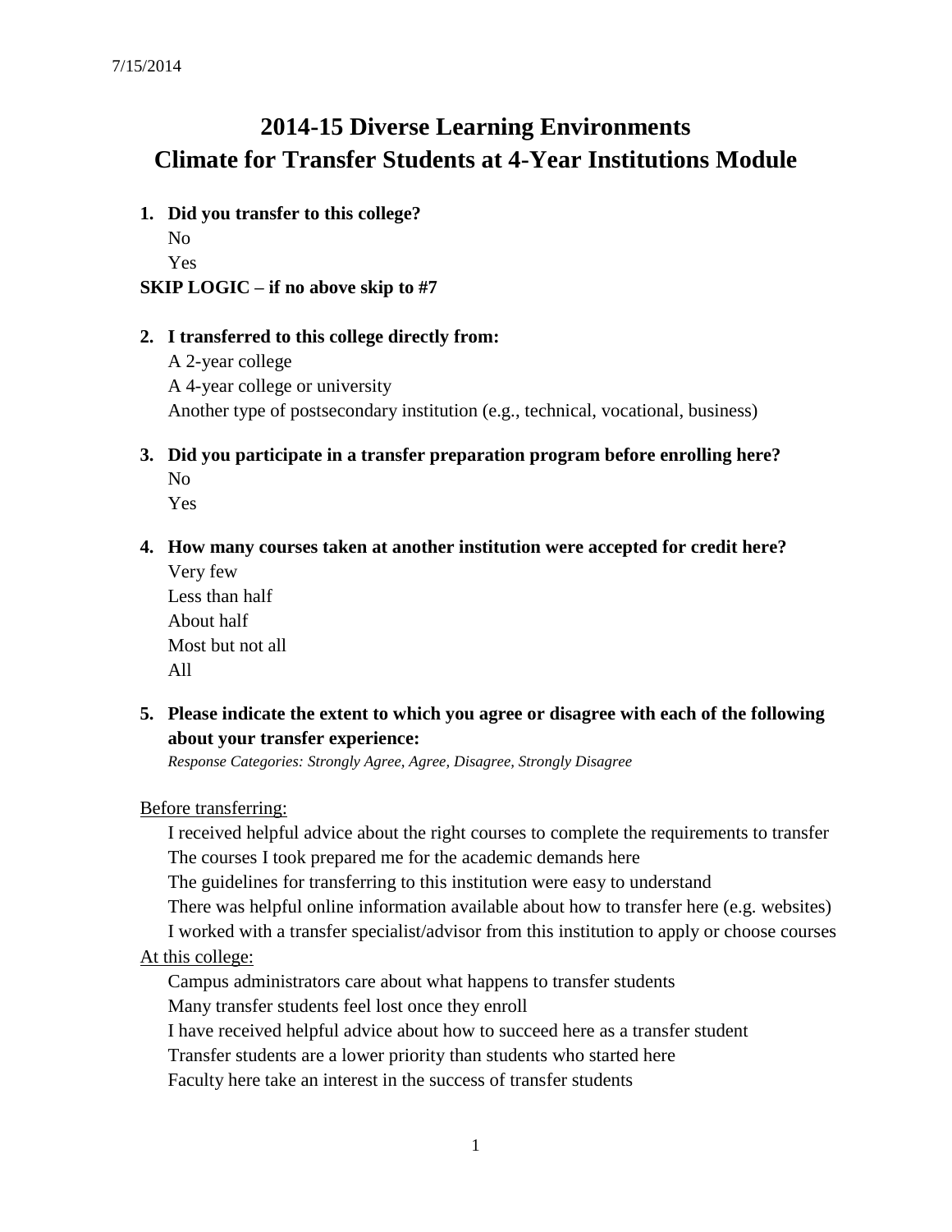# 2014-15 Diverse Learning Environments
# Climate for Transfer Students at 4-Year Institutions Module

**1. Did you transfer to this college?**

No
Yes

**SKIP LOGIC – if no above skip to #7**

**2. I transferred to this college directly from:**

A 2-year college
A 4-year college or university
Another type of postsecondary institution (e.g., technical, vocational, business)

**3. Did you participate in a transfer preparation program before enrolling here?**

No
Yes

**4. How many courses taken at another institution were accepted for credit here?**

Very few
Less than half
About half
Most but not all
All

**5. Please indicate the extent to which you agree or disagree with each of the following about your transfer experience:**

*Response Categories: Strongly Agree, Agree, Disagree, Strongly Disagree*

Before transferring:

I received helpful advice about the right courses to complete the requirements to transfer
The courses I took prepared me for the academic demands here
The guidelines for transferring to this institution were easy to understand
There was helpful online information available about how to transfer here (e.g. websites)
I worked with a transfer specialist/advisor from this institution to apply or choose courses

At this college:

Campus administrators care about what happens to transfer students
Many transfer students feel lost once they enroll
I have received helpful advice about how to succeed here as a transfer student
Transfer students are a lower priority than students who started here
Faculty here take an interest in the success of transfer students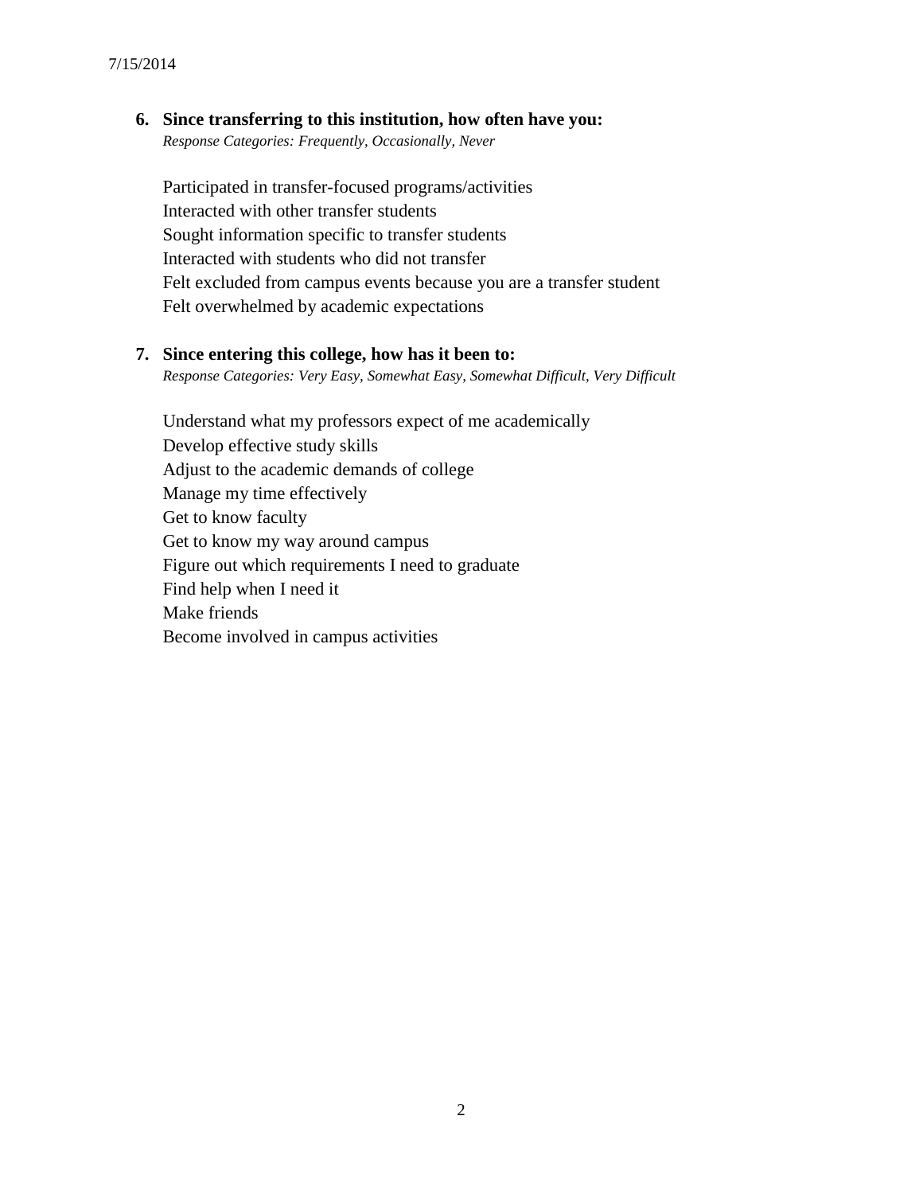6. **Since transferring to this institution, how often have you:**
   *Response Categories: Frequently, Occasionally, Never*

   Participated in transfer-focused programs/activities
   Interacted with other transfer students
   Sought information specific to transfer students
   Interacted with students who did not transfer
   Felt excluded from campus events because you are a transfer student
   Felt overwhelmed by academic expectations

7. **Since entering this college, how has it been to:**
   *Response Categories: Very Easy, Somewhat Easy, Somewhat Difficult, Very Difficult*

   Understand what my professors expect of me academically
   Develop effective study skills
   Adjust to the academic demands of college
   Manage my time effectively
   Get to know faculty
   Get to know my way around campus
   Figure out which requirements I need to graduate
   Find help when I need it
   Make friends
   Become involved in campus activities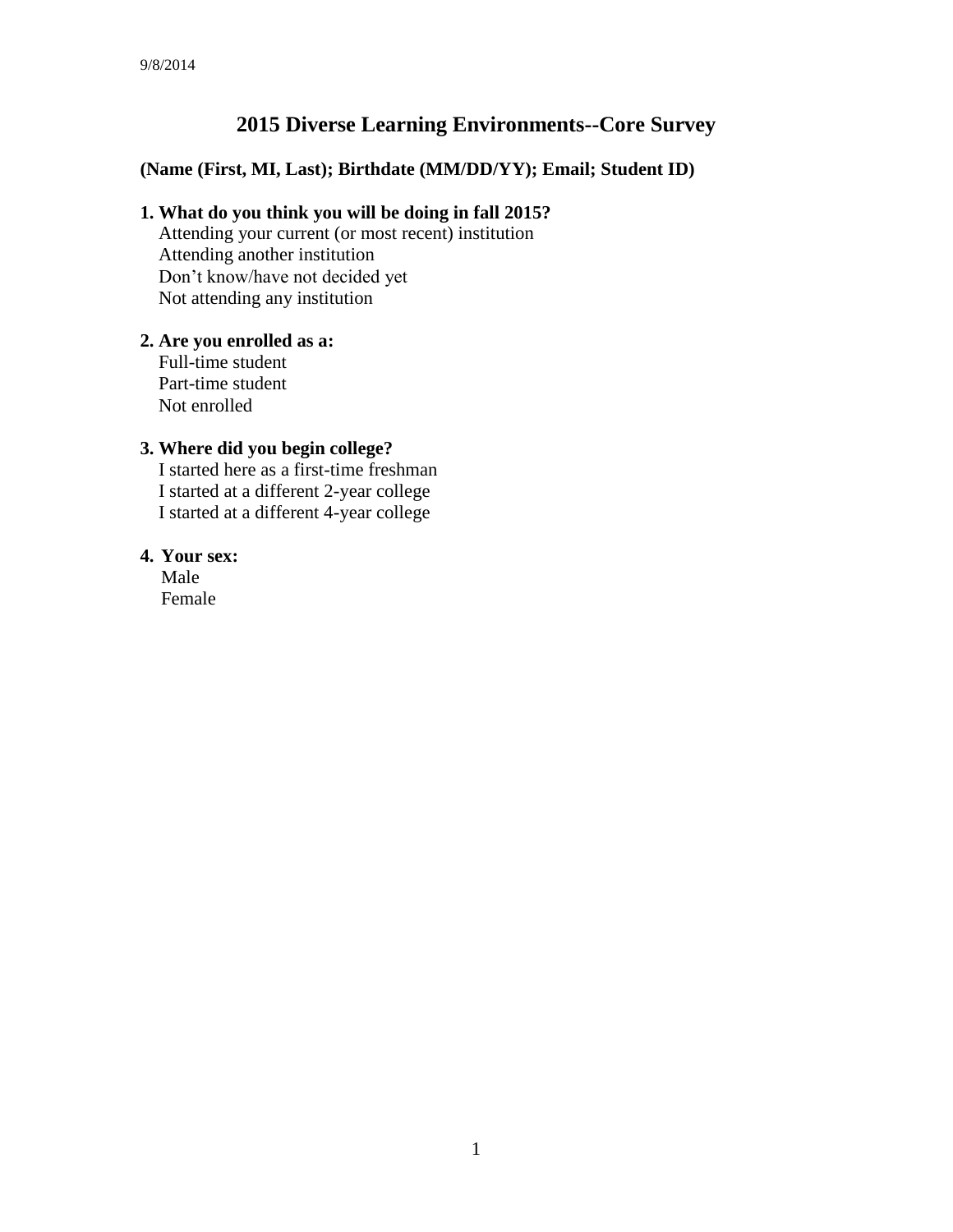9/8/2014

# 2015 Diverse Learning Environments--Core Survey

**(Name (First, MI, Last); Birthdate (MM/DD/YY); Email; Student ID)**

**1. What do you think you will be doing in fall 2015?**

Attending your current (or most recent) institution
Attending another institution
Don't know/have not decided yet
Not attending any institution

**2. Are you enrolled as a:**

Full-time student
Part-time student
Not enrolled

**3. Where did you begin college?**

I started here as a first-time freshman
I started at a different 2-year college
I started at a different 4-year college

**4. Your sex:**

Male
Female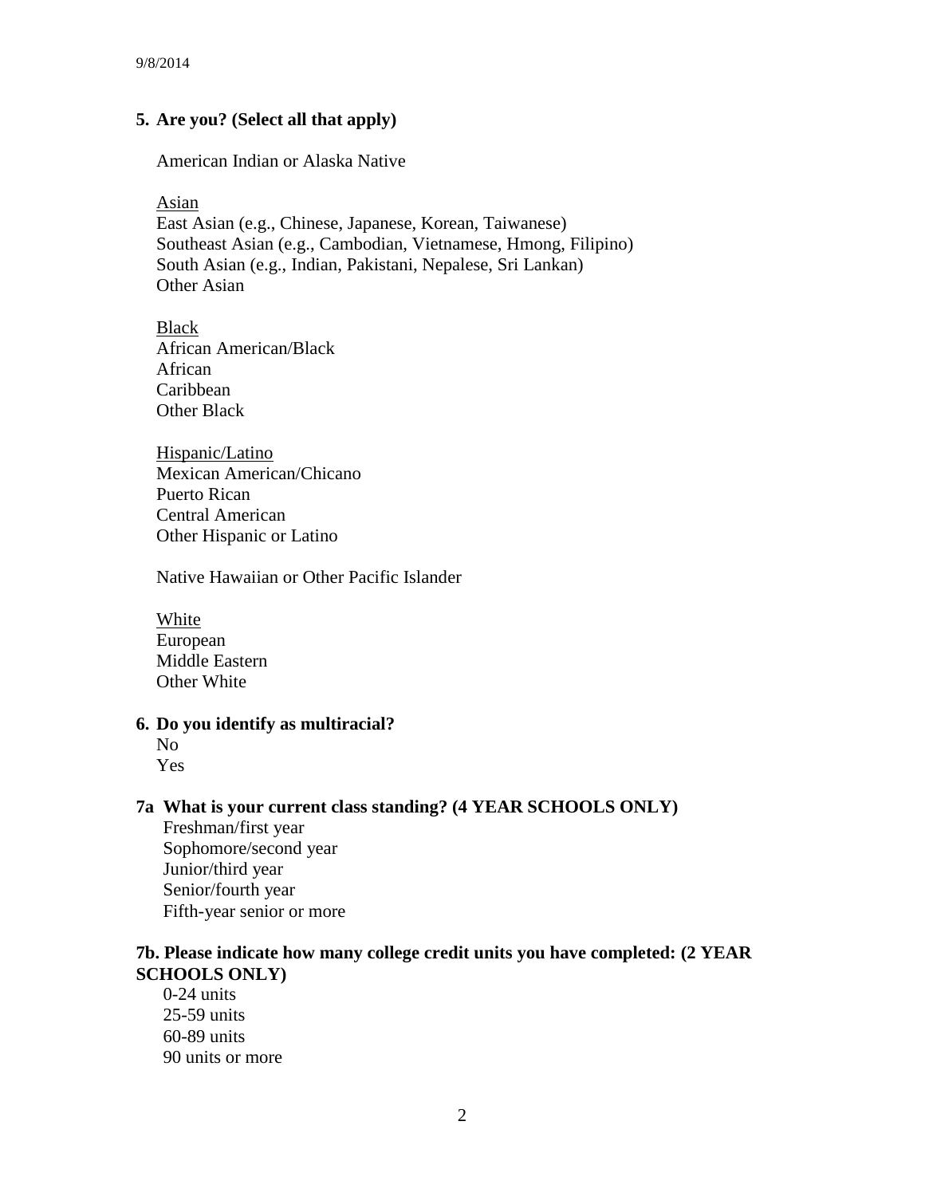**5. Are you? (Select all that apply)**

American Indian or Alaska Native

<u>Asian</u>
East Asian (e.g., Chinese, Japanese, Korean, Taiwanese)
Southeast Asian (e.g., Cambodian, Vietnamese, Hmong, Filipino)
South Asian (e.g., Indian, Pakistani, Nepalese, Sri Lankan)
Other Asian

<u>Black</u>
African American/Black
African
Caribbean
Other Black

<u>Hispanic/Latino</u>
Mexican American/Chicano
Puerto Rican
Central American
Other Hispanic or Latino

Native Hawaiian or Other Pacific Islander

<u>White</u>
European
Middle Eastern
Other White

**6. Do you identify as multiracial?**
No
Yes

**7a What is your current class standing? (4 YEAR SCHOOLS ONLY)**
Freshman/first year
Sophomore/second year
Junior/third year
Senior/fourth year
Fifth-year senior or more

**7b. Please indicate how many college credit units you have completed: (2 YEAR SCHOOLS ONLY)**
0-24 units
25-59 units
60-89 units
90 units or more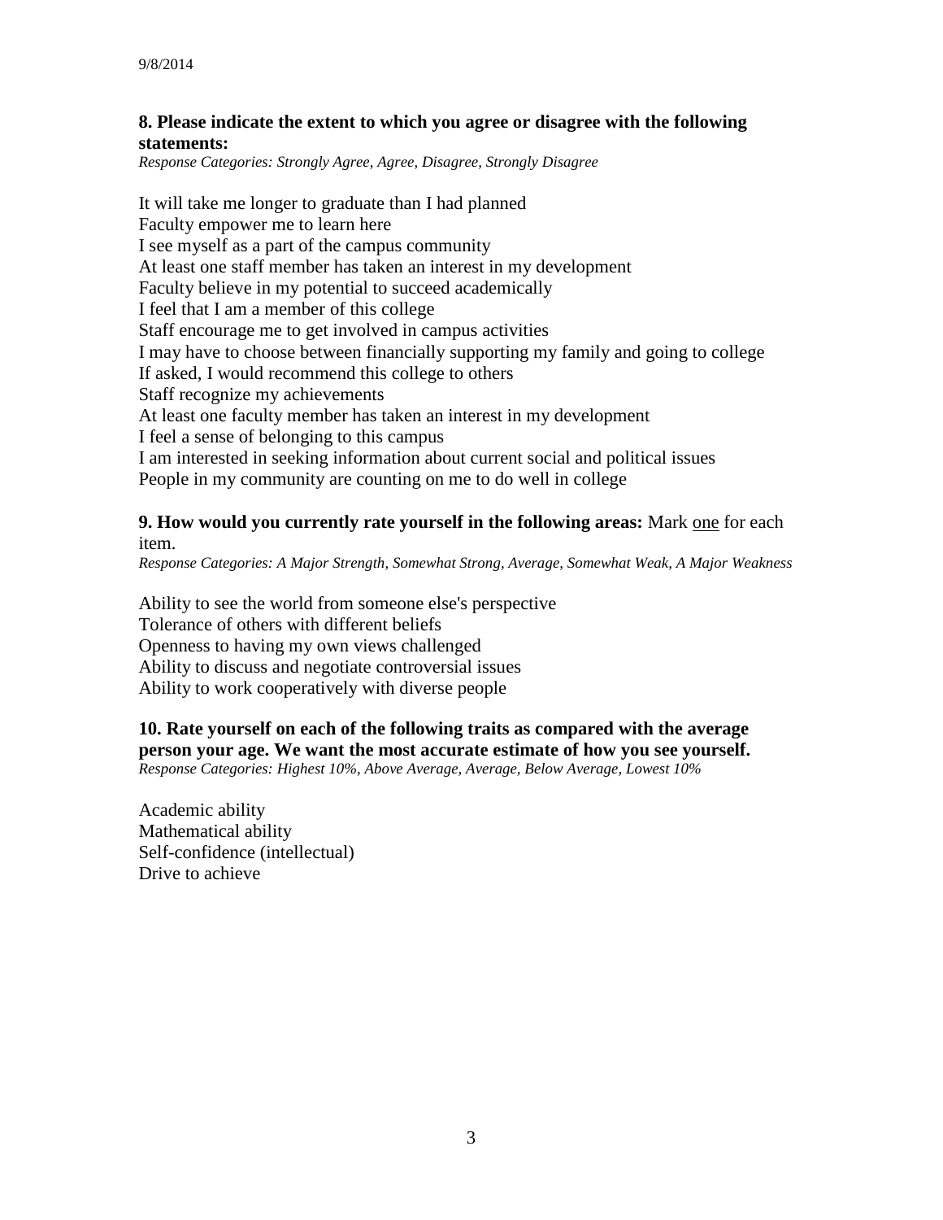**8. Please indicate the extent to which you agree or disagree with the following statements:**
*Response Categories: Strongly Agree, Agree, Disagree, Strongly Disagree*

It will take me longer to graduate than I had planned
Faculty empower me to learn here
I see myself as a part of the campus community
At least one staff member has taken an interest in my development
Faculty believe in my potential to succeed academically
I feel that I am a member of this college
Staff encourage me to get involved in campus activities
I may have to choose between financially supporting my family and going to college
If asked, I would recommend this college to others
Staff recognize my achievements
At least one faculty member has taken an interest in my development
I feel a sense of belonging to this campus
I am interested in seeking information about current social and political issues
People in my community are counting on me to do well in college

**9. How would you currently rate yourself in the following areas:** Mark <u>one</u> for each item.
*Response Categories: A Major Strength, Somewhat Strong, Average, Somewhat Weak, A Major Weakness*

Ability to see the world from someone else's perspective
Tolerance of others with different beliefs
Openness to having my own views challenged
Ability to discuss and negotiate controversial issues
Ability to work cooperatively with diverse people

**10. Rate yourself on each of the following traits as compared with the average person your age. We want the most accurate estimate of how you see yourself.**
*Response Categories: Highest 10%, Above Average, Average, Below Average, Lowest 10%*

Academic ability
Mathematical ability
Self-confidence (intellectual)
Drive to achieve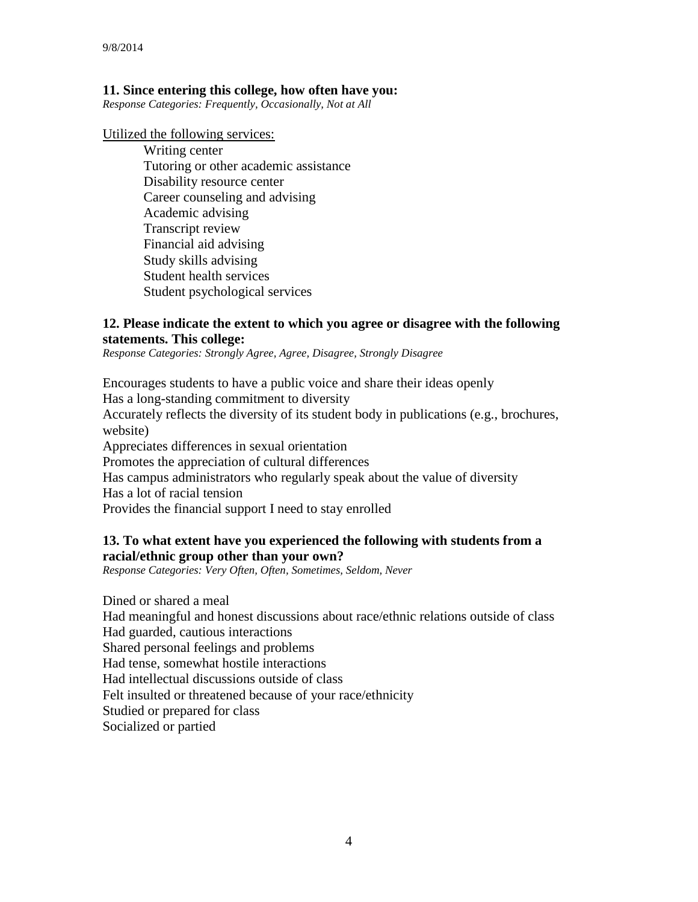**11. Since entering this college, how often have you:**

*Response Categories: Frequently, Occasionally, Not at All*

Utilized the following services:

- Writing center
- Tutoring or other academic assistance
- Disability resource center
- Career counseling and advising
- Academic advising
- Transcript review
- Financial aid advising
- Study skills advising
- Student health services
- Student psychological services

**12. Please indicate the extent to which you agree or disagree with the following statements. This college:**

*Response Categories: Strongly Agree, Agree, Disagree, Strongly Disagree*

Encourages students to have a public voice and share their ideas openly
Has a long-standing commitment to diversity
Accurately reflects the diversity of its student body in publications (e.g., brochures, website)
Appreciates differences in sexual orientation
Promotes the appreciation of cultural differences
Has campus administrators who regularly speak about the value of diversity
Has a lot of racial tension
Provides the financial support I need to stay enrolled

**13. To what extent have you experienced the following with students from a racial/ethnic group other than your own?**

*Response Categories: Very Often, Often, Sometimes, Seldom, Never*

Dined or shared a meal
Had meaningful and honest discussions about race/ethnic relations outside of class
Had guarded, cautious interactions
Shared personal feelings and problems
Had tense, somewhat hostile interactions
Had intellectual discussions outside of class
Felt insulted or threatened because of your race/ethnicity
Studied or prepared for class
Socialized or partied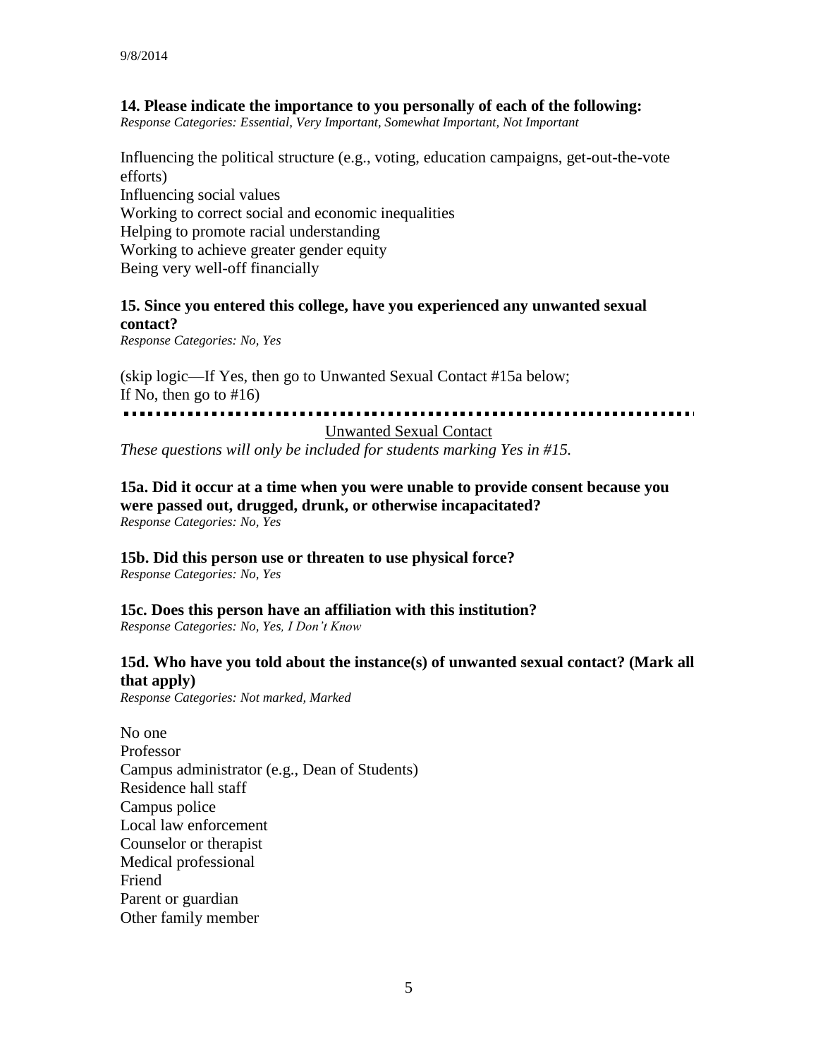**14. Please indicate the importance to you personally of each of the following:**
*Response Categories: Essential, Very Important, Somewhat Important, Not Important*

Influencing the political structure (e.g., voting, education campaigns, get-out-the-vote efforts)
Influencing social values
Working to correct social and economic inequalities
Helping to promote racial understanding
Working to achieve greater gender equity
Being very well-off financially

**15. Since you entered this college, have you experienced any unwanted sexual contact?**
*Response Categories: No, Yes*

(skip logic—If Yes, then go to Unwanted Sexual Contact #15a below;
If No, then go to #16)

---

Unwanted Sexual Contact

*These questions will only be included for students marking Yes in #15.*

**15a. Did it occur at a time when you were unable to provide consent because you were passed out, drugged, drunk, or otherwise incapacitated?**
*Response Categories: No, Yes*

**15b. Did this person use or threaten to use physical force?**
*Response Categories: No, Yes*

**15c. Does this person have an affiliation with this institution?**
*Response Categories: No, Yes, I Don't Know*

**15d. Who have you told about the instance(s) of unwanted sexual contact? (Mark all that apply)**
*Response Categories: Not marked, Marked*

No one
Professor
Campus administrator (e.g., Dean of Students)
Residence hall staff
Campus police
Local law enforcement
Counselor or therapist
Medical professional
Friend
Parent or guardian
Other family member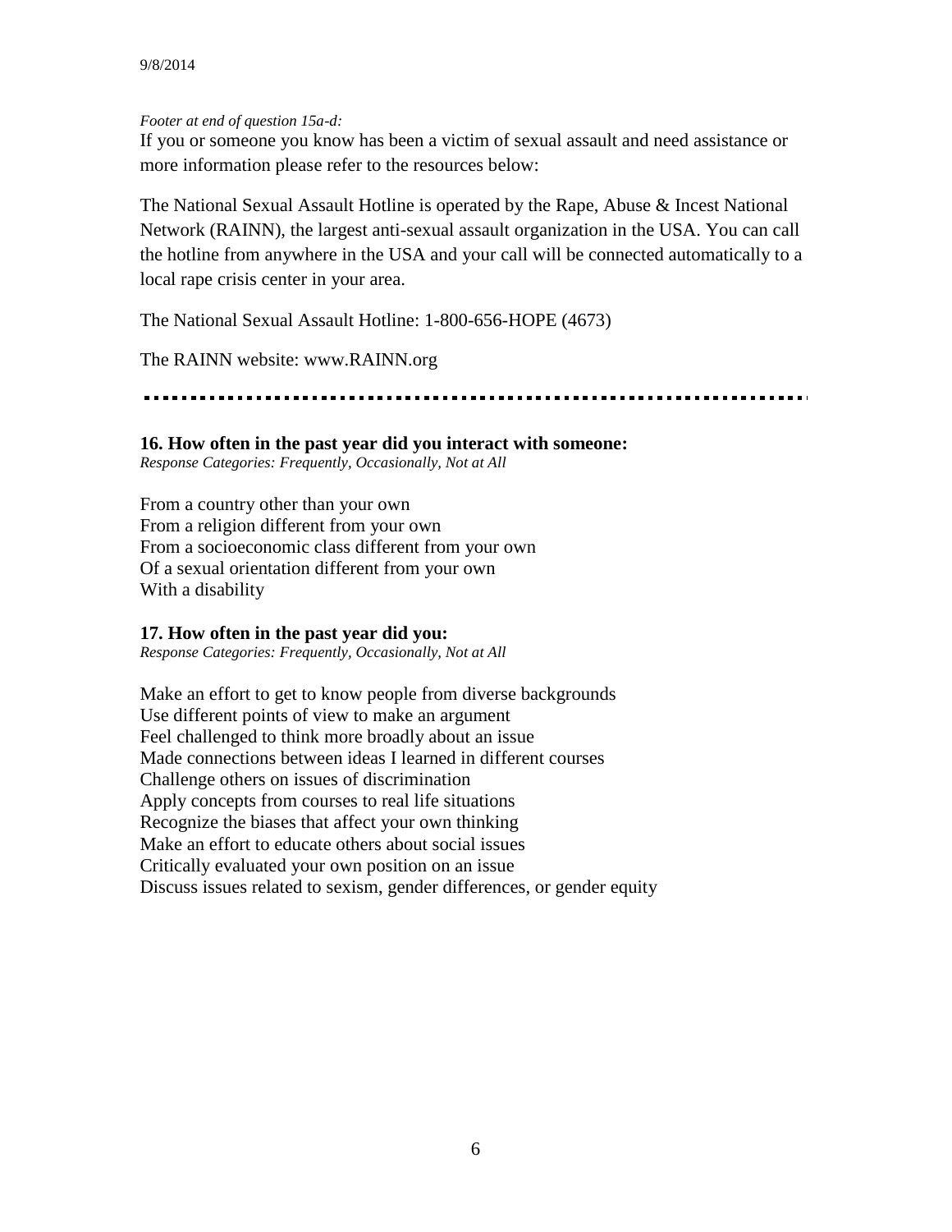*Footer at end of question 15a-d:*

If you or someone you know has been a victim of sexual assault and need assistance or more information please refer to the resources below:

The National Sexual Assault Hotline is operated by the Rape, Abuse & Incest National Network (RAINN), the largest anti-sexual assault organization in the USA. You can call the hotline from anywhere in the USA and your call will be connected automatically to a local rape crisis center in your area.

The National Sexual Assault Hotline: 1-800-656-HOPE (4673)

The RAINN website: www.RAINN.org

---

**16. How often in the past year did you interact with someone:**

*Response Categories: Frequently, Occasionally, Not at All*

From a country other than your own
From a religion different from your own
From a socioeconomic class different from your own
Of a sexual orientation different from your own
With a disability

**17. How often in the past year did you:**

*Response Categories: Frequently, Occasionally, Not at All*

Make an effort to get to know people from diverse backgrounds
Use different points of view to make an argument
Feel challenged to think more broadly about an issue
Made connections between ideas I learned in different courses
Challenge others on issues of discrimination
Apply concepts from courses to real life situations
Recognize the biases that affect your own thinking
Make an effort to educate others about social issues
Critically evaluated your own position on an issue
Discuss issues related to sexism, gender differences, or gender equity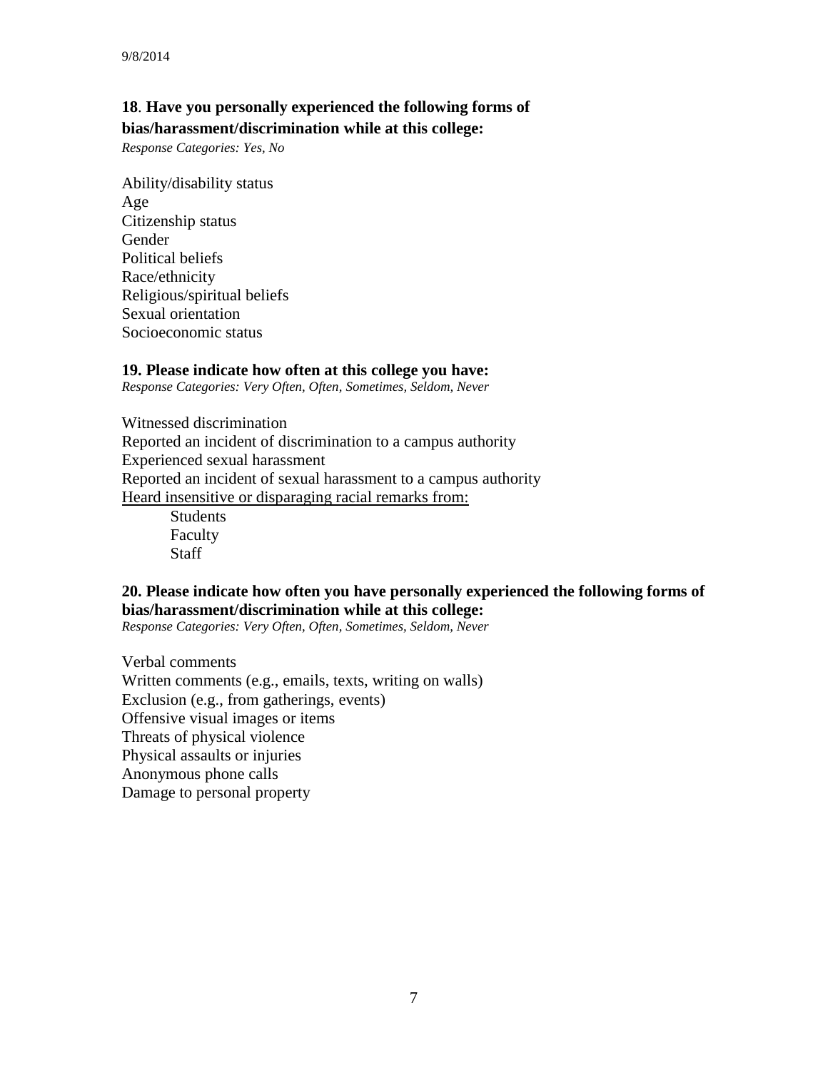**18**. **Have you personally experienced the following forms of bias/harassment/discrimination while at this college:**

*Response Categories: Yes, No*

Ability/disability status
Age
Citizenship status
Gender
Political beliefs
Race/ethnicity
Religious/spiritual beliefs
Sexual orientation
Socioeconomic status

**19. Please indicate how often at this college you have:**

*Response Categories: Very Often, Often, Sometimes, Seldom, Never*

Witnessed discrimination
Reported an incident of discrimination to a campus authority
Experienced sexual harassment
Reported an incident of sexual harassment to a campus authority
<u>Heard insensitive or disparaging racial remarks from:</u>

- Students
- Faculty
- Staff

**20. Please indicate how often you have personally experienced the following forms of bias/harassment/discrimination while at this college:**

*Response Categories: Very Often, Often, Sometimes, Seldom, Never*

Verbal comments
Written comments (e.g., emails, texts, writing on walls)
Exclusion (e.g., from gatherings, events)
Offensive visual images or items
Threats of physical violence
Physical assaults or injuries
Anonymous phone calls
Damage to personal property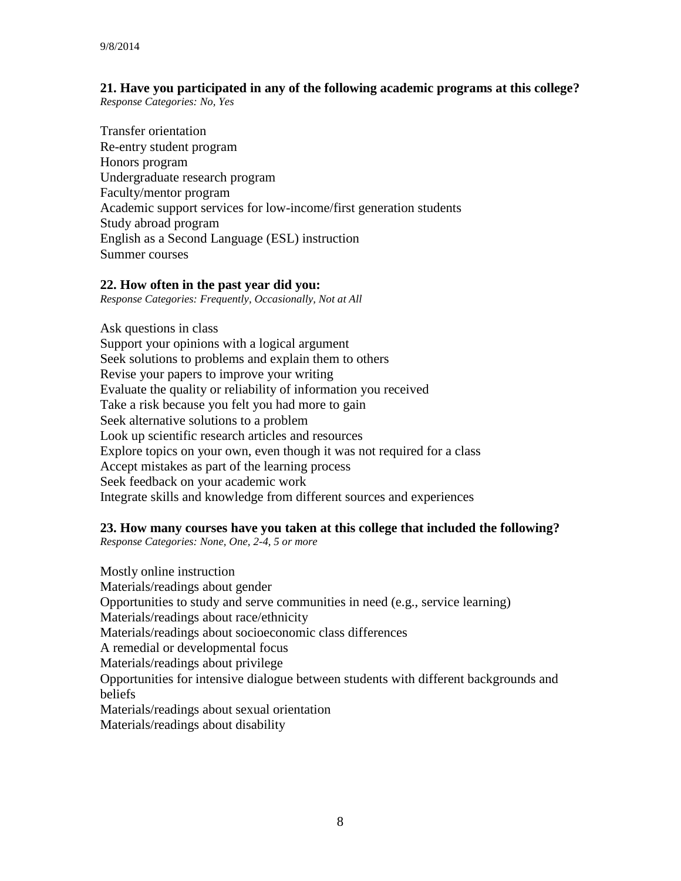**21. Have you participated in any of the following academic programs at this college?**
*Response Categories: No, Yes*

Transfer orientation
Re-entry student program
Honors program
Undergraduate research program
Faculty/mentor program
Academic support services for low-income/first generation students
Study abroad program
English as a Second Language (ESL) instruction
Summer courses

**22. How often in the past year did you:**
*Response Categories: Frequently, Occasionally, Not at All*

Ask questions in class
Support your opinions with a logical argument
Seek solutions to problems and explain them to others
Revise your papers to improve your writing
Evaluate the quality or reliability of information you received
Take a risk because you felt you had more to gain
Seek alternative solutions to a problem
Look up scientific research articles and resources
Explore topics on your own, even though it was not required for a class
Accept mistakes as part of the learning process
Seek feedback on your academic work
Integrate skills and knowledge from different sources and experiences

**23. How many courses have you taken at this college that included the following?**
*Response Categories: None, One, 2-4, 5 or more*

Mostly online instruction
Materials/readings about gender
Opportunities to study and serve communities in need (e.g., service learning)
Materials/readings about race/ethnicity
Materials/readings about socioeconomic class differences
A remedial or developmental focus
Materials/readings about privilege
Opportunities for intensive dialogue between students with different backgrounds and beliefs
Materials/readings about sexual orientation
Materials/readings about disability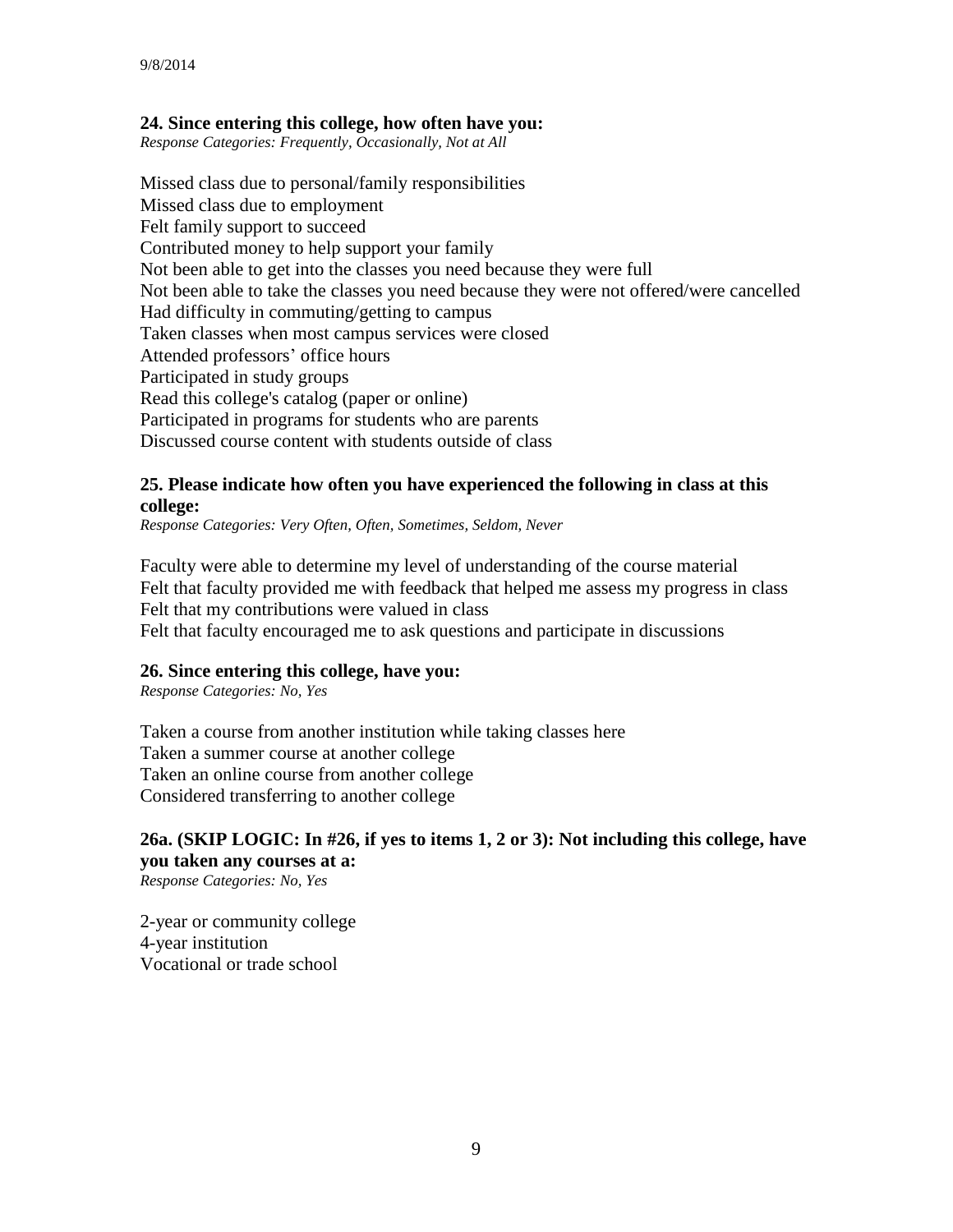**24. Since entering this college, how often have you:**

*Response Categories: Frequently, Occasionally, Not at All*

Missed class due to personal/family responsibilities
Missed class due to employment
Felt family support to succeed
Contributed money to help support your family
Not been able to get into the classes you need because they were full
Not been able to take the classes you need because they were not offered/were cancelled
Had difficulty in commuting/getting to campus
Taken classes when most campus services were closed
Attended professors' office hours
Participated in study groups
Read this college's catalog (paper or online)
Participated in programs for students who are parents
Discussed course content with students outside of class

**25. Please indicate how often you have experienced the following in class at this college:**

*Response Categories: Very Often, Often, Sometimes, Seldom, Never*

Faculty were able to determine my level of understanding of the course material
Felt that faculty provided me with feedback that helped me assess my progress in class
Felt that my contributions were valued in class
Felt that faculty encouraged me to ask questions and participate in discussions

**26. Since entering this college, have you:**

*Response Categories: No, Yes*

Taken a course from another institution while taking classes here
Taken a summer course at another college
Taken an online course from another college
Considered transferring to another college

**26a. (SKIP LOGIC: In #26, if yes to items 1, 2 or 3): Not including this college, have you taken any courses at a:**

*Response Categories: No, Yes*

2-year or community college
4-year institution
Vocational or trade school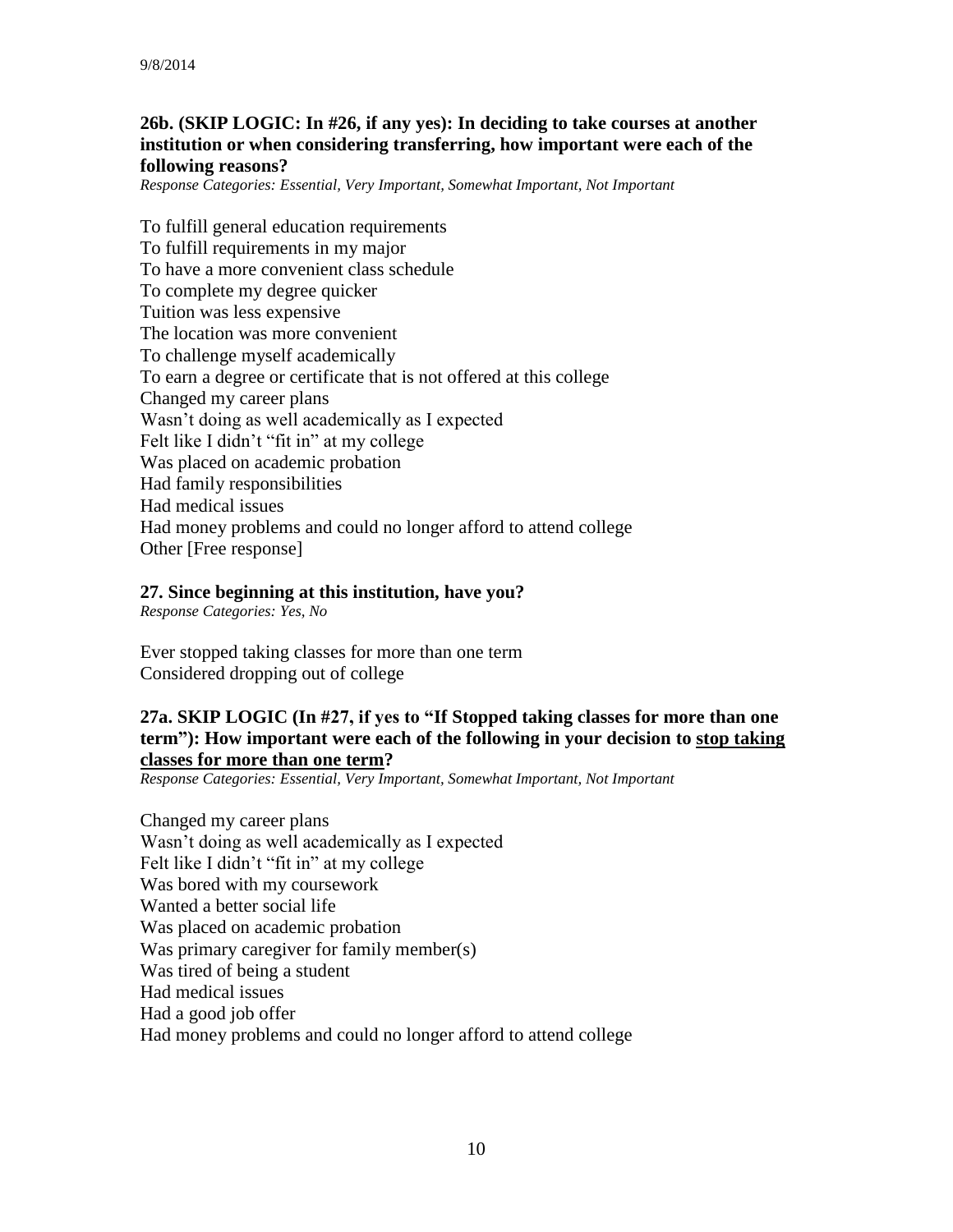**26b. (SKIP LOGIC: In #26, if any yes): In deciding to take courses at another institution or when considering transferring, how important were each of the following reasons?**

*Response Categories: Essential, Very Important, Somewhat Important, Not Important*

To fulfill general education requirements
To fulfill requirements in my major
To have a more convenient class schedule
To complete my degree quicker
Tuition was less expensive
The location was more convenient
To challenge myself academically
To earn a degree or certificate that is not offered at this college
Changed my career plans
Wasn't doing as well academically as I expected
Felt like I didn't "fit in" at my college
Was placed on academic probation
Had family responsibilities
Had medical issues
Had money problems and could no longer afford to attend college
Other [Free response]

**27. Since beginning at this institution, have you?**

*Response Categories: Yes, No*

Ever stopped taking classes for more than one term
Considered dropping out of college

**27a. SKIP LOGIC (In #27, if yes to "If Stopped taking classes for more than one term"): How important were each of the following in your decision to <u>stop taking classes for more than one term</u>?**

*Response Categories: Essential, Very Important, Somewhat Important, Not Important*

Changed my career plans
Wasn't doing as well academically as I expected
Felt like I didn't "fit in" at my college
Was bored with my coursework
Wanted a better social life
Was placed on academic probation
Was primary caregiver for family member(s)
Was tired of being a student
Had medical issues
Had a good job offer
Had money problems and could no longer afford to attend college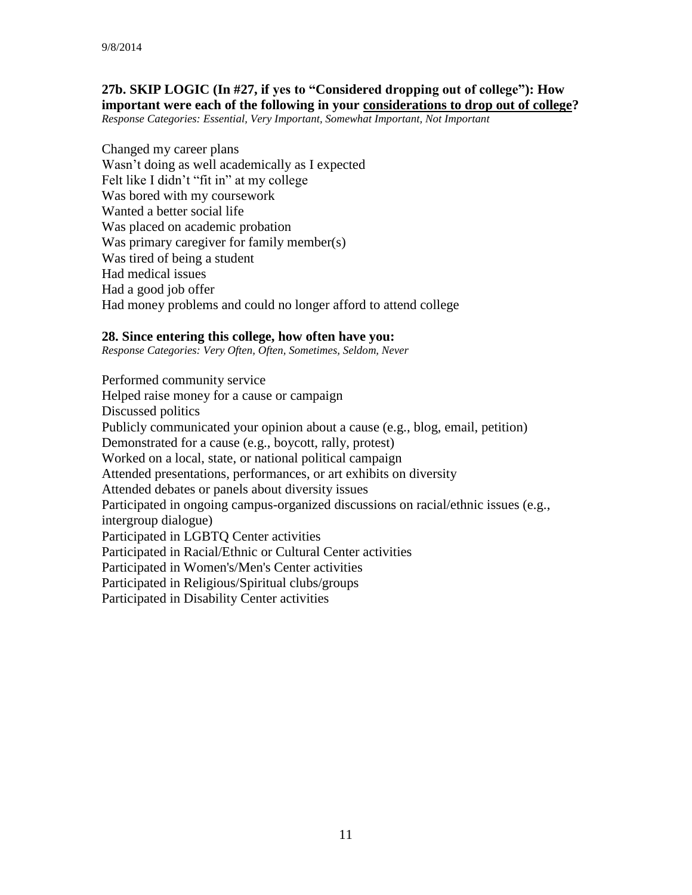**27b. SKIP LOGIC (In #27, if yes to "Considered dropping out of college"): How important were each of the following in your <u>considerations to drop out of college</u>?**

*Response Categories: Essential, Very Important, Somewhat Important, Not Important*

Changed my career plans
Wasn't doing as well academically as I expected
Felt like I didn't "fit in" at my college
Was bored with my coursework
Wanted a better social life
Was placed on academic probation
Was primary caregiver for family member(s)
Was tired of being a student
Had medical issues
Had a good job offer
Had money problems and could no longer afford to attend college

**28. Since entering this college, how often have you:**

*Response Categories: Very Often, Often, Sometimes, Seldom, Never*

Performed community service
Helped raise money for a cause or campaign
Discussed politics
Publicly communicated your opinion about a cause (e.g., blog, email, petition)
Demonstrated for a cause (e.g., boycott, rally, protest)
Worked on a local, state, or national political campaign
Attended presentations, performances, or art exhibits on diversity
Attended debates or panels about diversity issues
Participated in ongoing campus-organized discussions on racial/ethnic issues (e.g., intergroup dialogue)
Participated in LGBTQ Center activities
Participated in Racial/Ethnic or Cultural Center activities
Participated in Women's/Men's Center activities
Participated in Religious/Spiritual clubs/groups
Participated in Disability Center activities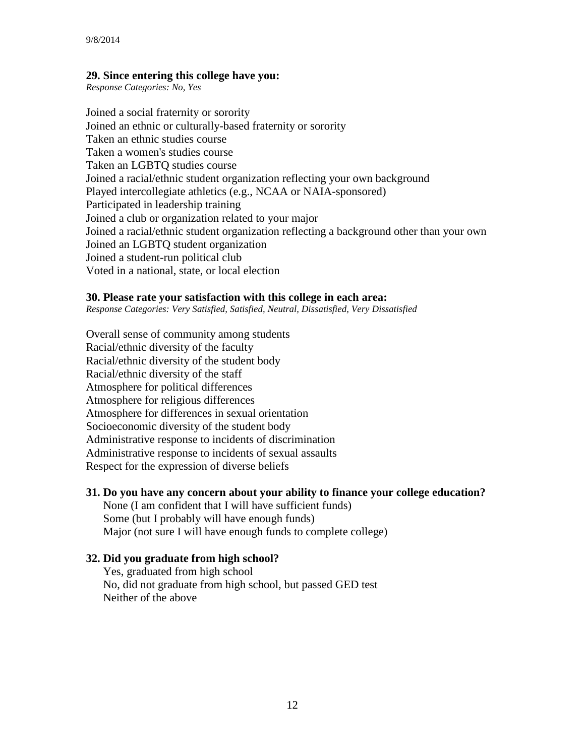**29. Since entering this college have you:**
*Response Categories: No, Yes*

Joined a social fraternity or sorority
Joined an ethnic or culturally-based fraternity or sorority
Taken an ethnic studies course
Taken a women's studies course
Taken an LGBTQ studies course
Joined a racial/ethnic student organization reflecting your own background
Played intercollegiate athletics (e.g., NCAA or NAIA-sponsored)
Participated in leadership training
Joined a club or organization related to your major
Joined a racial/ethnic student organization reflecting a background other than your own
Joined an LGBTQ student organization
Joined a student-run political club
Voted in a national, state, or local election

**30. Please rate your satisfaction with this college in each area:**
*Response Categories: Very Satisfied, Satisfied, Neutral, Dissatisfied, Very Dissatisfied*

Overall sense of community among students
Racial/ethnic diversity of the faculty
Racial/ethnic diversity of the student body
Racial/ethnic diversity of the staff
Atmosphere for political differences
Atmosphere for religious differences
Atmosphere for differences in sexual orientation
Socioeconomic diversity of the student body
Administrative response to incidents of discrimination
Administrative response to incidents of sexual assaults
Respect for the expression of diverse beliefs

**31. Do you have any concern about your ability to finance your college education?**

None (I am confident that I will have sufficient funds)
Some (but I probably will have enough funds)
Major (not sure I will have enough funds to complete college)

**32. Did you graduate from high school?**

Yes, graduated from high school
No, did not graduate from high school, but passed GED test
Neither of the above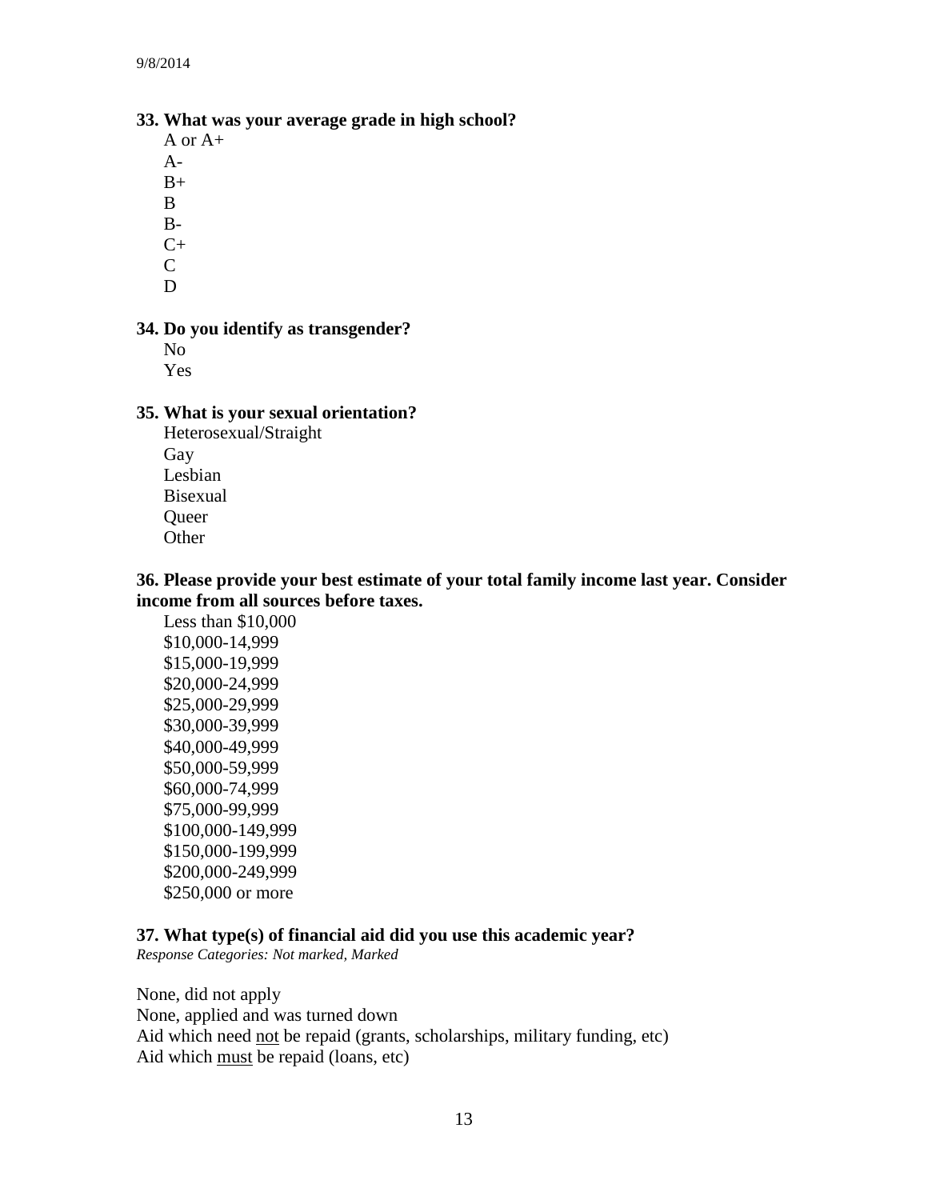**33. What was your average grade in high school?**

A or A+
A-
B+
B
B-
C+
C
D

**34. Do you identify as transgender?**

No
Yes

**35. What is your sexual orientation?**

Heterosexual/Straight
Gay
Lesbian
Bisexual
Queer
Other

**36. Please provide your best estimate of your total family income last year. Consider income from all sources before taxes.**

Less than $10,000
$10,000-14,999
$15,000-19,999
$20,000-24,999
$25,000-29,999
$30,000-39,999
$40,000-49,999
$50,000-59,999
$60,000-74,999
$75,000-99,999
$100,000-149,999
$150,000-199,999
$200,000-249,999
$250,000 or more

**37. What type(s) of financial aid did you use this academic year?**
*Response Categories: Not marked, Marked*

None, did not apply
None, applied and was turned down
Aid which need not be repaid (grants, scholarships, military funding, etc)
Aid which must be repaid (loans, etc)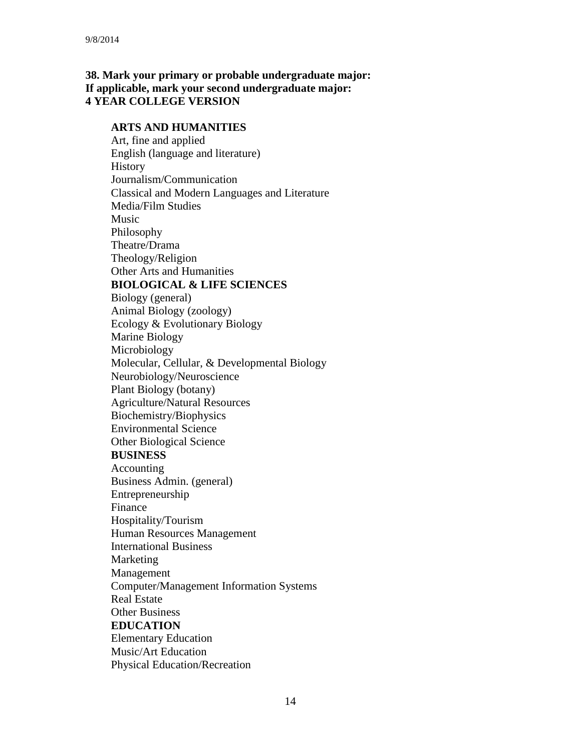**38. Mark your primary or probable undergraduate major:**
**If applicable, mark your second undergraduate major:**
**4 YEAR COLLEGE VERSION**

**ARTS AND HUMANITIES**
Art, fine and applied
English (language and literature)
History
Journalism/Communication
Classical and Modern Languages and Literature
Media/Film Studies
Music
Philosophy
Theatre/Drama
Theology/Religion
Other Arts and Humanities

**BIOLOGICAL & LIFE SCIENCES**
Biology (general)
Animal Biology (zoology)
Ecology & Evolutionary Biology
Marine Biology
Microbiology
Molecular, Cellular, & Developmental Biology
Neurobiology/Neuroscience
Plant Biology (botany)
Agriculture/Natural Resources
Biochemistry/Biophysics
Environmental Science
Other Biological Science

**BUSINESS**
Accounting
Business Admin. (general)
Entrepreneurship
Finance
Hospitality/Tourism
Human Resources Management
International Business
Marketing
Management
Computer/Management Information Systems
Real Estate
Other Business

**EDUCATION**
Elementary Education
Music/Art Education
Physical Education/Recreation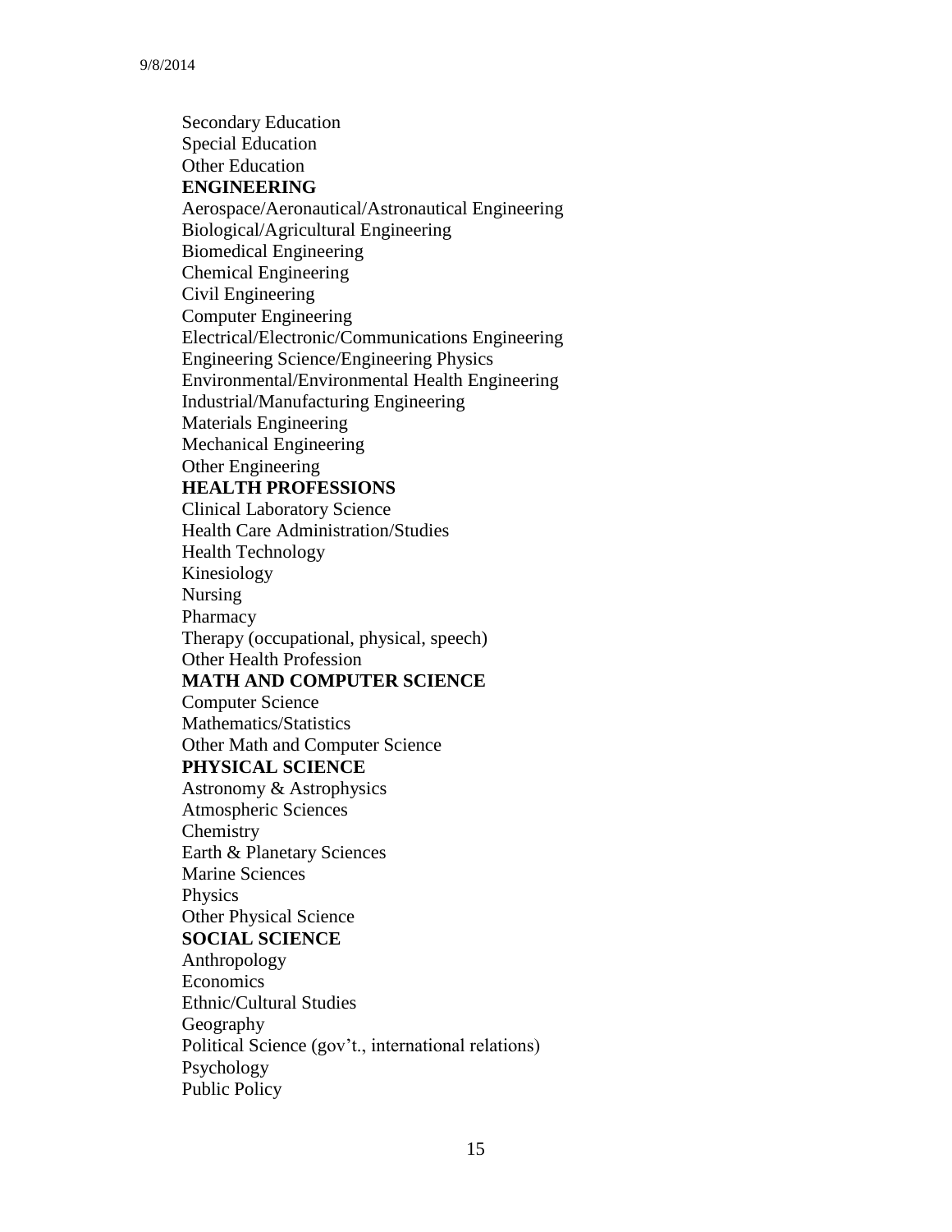Secondary Education
Special Education
Other Education

**ENGINEERING**

Aerospace/Aeronautical/Astronautical Engineering
Biological/Agricultural Engineering
Biomedical Engineering
Chemical Engineering
Civil Engineering
Computer Engineering
Electrical/Electronic/Communications Engineering
Engineering Science/Engineering Physics
Environmental/Environmental Health Engineering
Industrial/Manufacturing Engineering
Materials Engineering
Mechanical Engineering
Other Engineering

**HEALTH PROFESSIONS**

Clinical Laboratory Science
Health Care Administration/Studies
Health Technology
Kinesiology
Nursing
Pharmacy
Therapy (occupational, physical, speech)
Other Health Profession

**MATH AND COMPUTER SCIENCE**

Computer Science
Mathematics/Statistics
Other Math and Computer Science

**PHYSICAL SCIENCE**

Astronomy & Astrophysics
Atmospheric Sciences
Chemistry
Earth & Planetary Sciences
Marine Sciences
Physics
Other Physical Science

**SOCIAL SCIENCE**

Anthropology
Economics
Ethnic/Cultural Studies
Geography
Political Science (gov't., international relations)
Psychology
Public Policy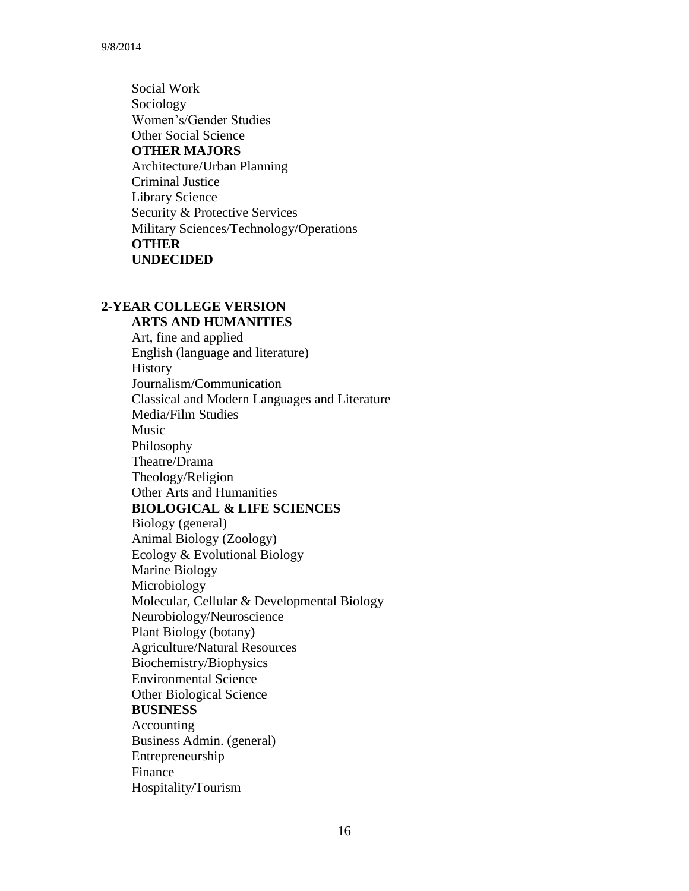Social Work
Sociology
Women's/Gender Studies
Other Social Science

**OTHER MAJORS**

Architecture/Urban Planning
Criminal Justice
Library Science
Security & Protective Services
Military Sciences/Technology/Operations

**OTHER**

**UNDECIDED**

**2-YEAR COLLEGE VERSION**

**ARTS AND HUMANITIES**

Art, fine and applied
English (language and literature)
History
Journalism/Communication
Classical and Modern Languages and Literature
Media/Film Studies
Music
Philosophy
Theatre/Drama
Theology/Religion
Other Arts and Humanities

**BIOLOGICAL & LIFE SCIENCES**

Biology (general)
Animal Biology (Zoology)
Ecology & Evolutional Biology
Marine Biology
Microbiology
Molecular, Cellular & Developmental Biology
Neurobiology/Neuroscience
Plant Biology (botany)
Agriculture/Natural Resources
Biochemistry/Biophysics
Environmental Science
Other Biological Science

**BUSINESS**

Accounting
Business Admin. (general)
Entrepreneurship
Finance
Hospitality/Tourism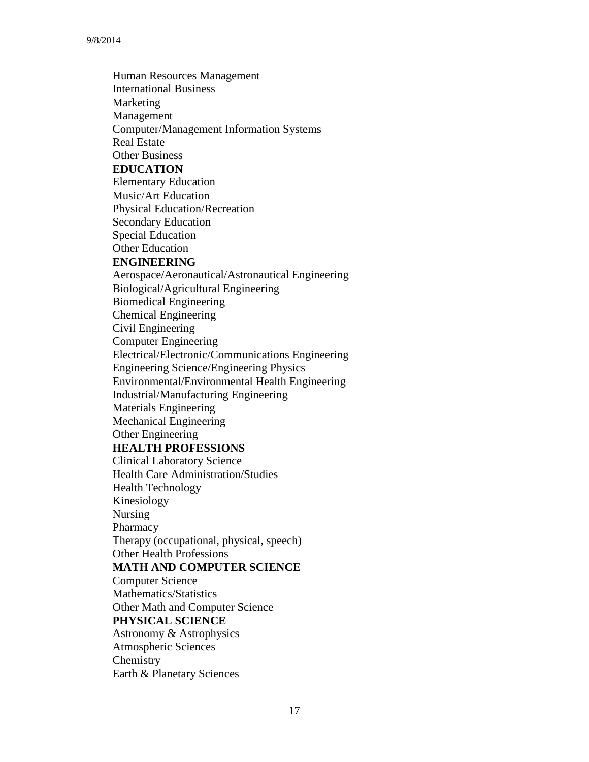Human Resources Management
International Business
Marketing
Management
Computer/Management Information Systems
Real Estate
Other Business

**EDUCATION**

Elementary Education
Music/Art Education
Physical Education/Recreation
Secondary Education
Special Education
Other Education

**ENGINEERING**

Aerospace/Aeronautical/Astronautical Engineering
Biological/Agricultural Engineering
Biomedical Engineering
Chemical Engineering
Civil Engineering
Computer Engineering
Electrical/Electronic/Communications Engineering
Engineering Science/Engineering Physics
Environmental/Environmental Health Engineering
Industrial/Manufacturing Engineering
Materials Engineering
Mechanical Engineering
Other Engineering

**HEALTH PROFESSIONS**

Clinical Laboratory Science
Health Care Administration/Studies
Health Technology
Kinesiology
Nursing
Pharmacy
Therapy (occupational, physical, speech)
Other Health Professions

**MATH AND COMPUTER SCIENCE**

Computer Science
Mathematics/Statistics
Other Math and Computer Science

**PHYSICAL SCIENCE**

Astronomy & Astrophysics
Atmospheric Sciences
Chemistry
Earth & Planetary Sciences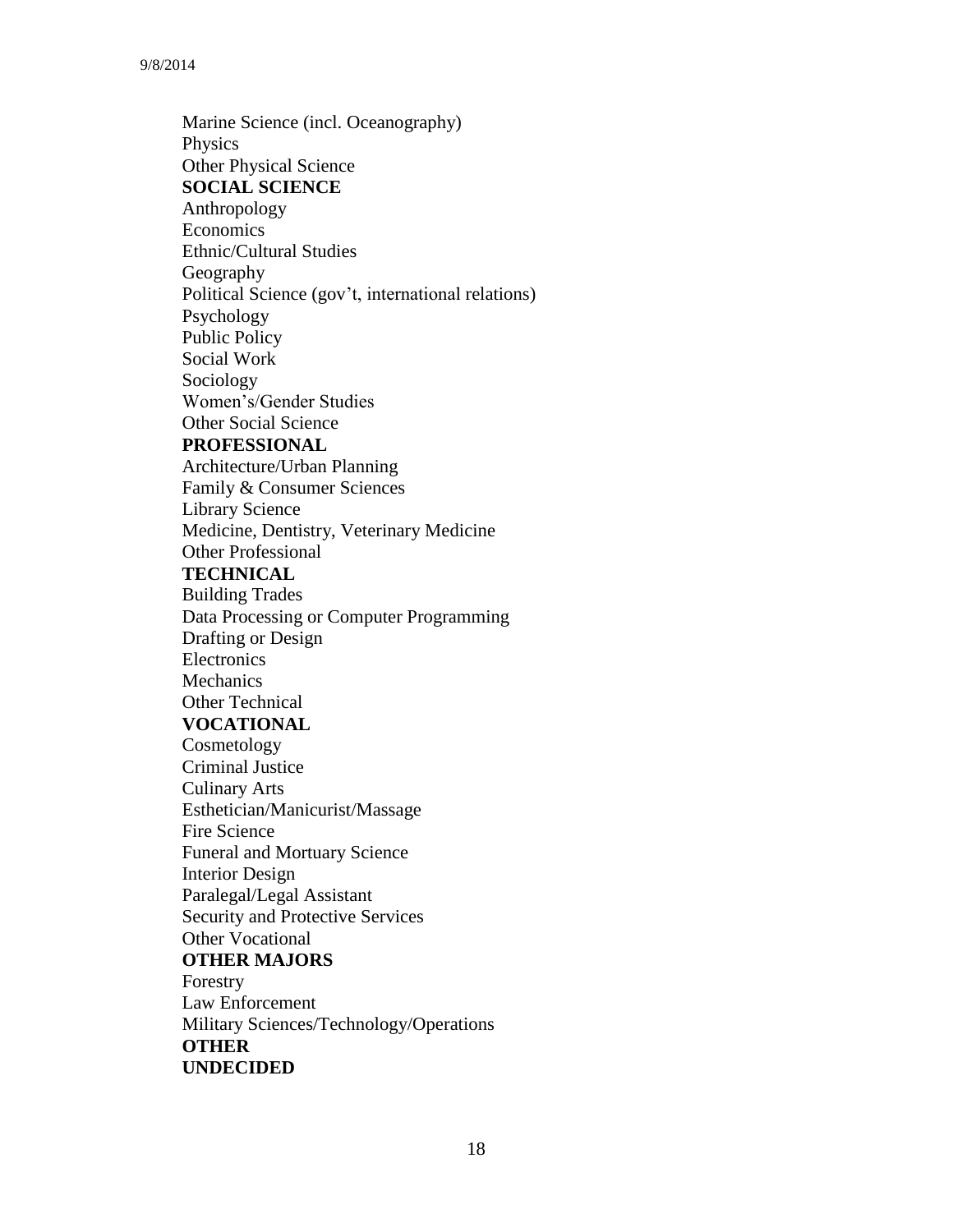Marine Science (incl. Oceanography)
Physics
Other Physical Science
**SOCIAL SCIENCE**
Anthropology
Economics
Ethnic/Cultural Studies
Geography
Political Science (gov't, international relations)
Psychology
Public Policy
Social Work
Sociology
Women's/Gender Studies
Other Social Science
**PROFESSIONAL**
Architecture/Urban Planning
Family & Consumer Sciences
Library Science
Medicine, Dentistry, Veterinary Medicine
Other Professional
**TECHNICAL**
Building Trades
Data Processing or Computer Programming
Drafting or Design
Electronics
Mechanics
Other Technical
**VOCATIONAL**
Cosmetology
Criminal Justice
Culinary Arts
Esthetician/Manicurist/Massage
Fire Science
Funeral and Mortuary Science
Interior Design
Paralegal/Legal Assistant
Security and Protective Services
Other Vocational
**OTHER MAJORS**
Forestry
Law Enforcement
Military Sciences/Technology/Operations
**OTHER**
**UNDECIDED**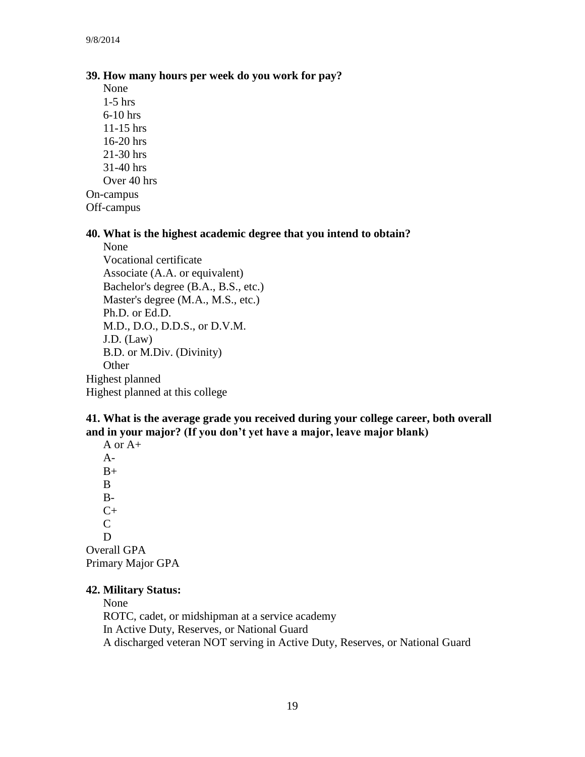**39. How many hours per week do you work for pay?**

None
1-5 hrs
6-10 hrs
11-15 hrs
16-20 hrs
21-30 hrs
31-40 hrs
Over 40 hrs

On-campus
Off-campus

**40. What is the highest academic degree that you intend to obtain?**

None
Vocational certificate
Associate (A.A. or equivalent)
Bachelor's degree (B.A., B.S., etc.)
Master's degree (M.A., M.S., etc.)
Ph.D. or Ed.D.
M.D., D.O., D.D.S., or D.V.M.
J.D. (Law)
B.D. or M.Div. (Divinity)
Other

Highest planned
Highest planned at this college

**41. What is the average grade you received during your college career, both overall and in your major? (If you don't yet have a major, leave major blank)**

A or A+
A-
B+
B
B-
C+
C
D

Overall GPA
Primary Major GPA

**42. Military Status:**

None
ROTC, cadet, or midshipman at a service academy
In Active Duty, Reserves, or National Guard
A discharged veteran NOT serving in Active Duty, Reserves, or National Guard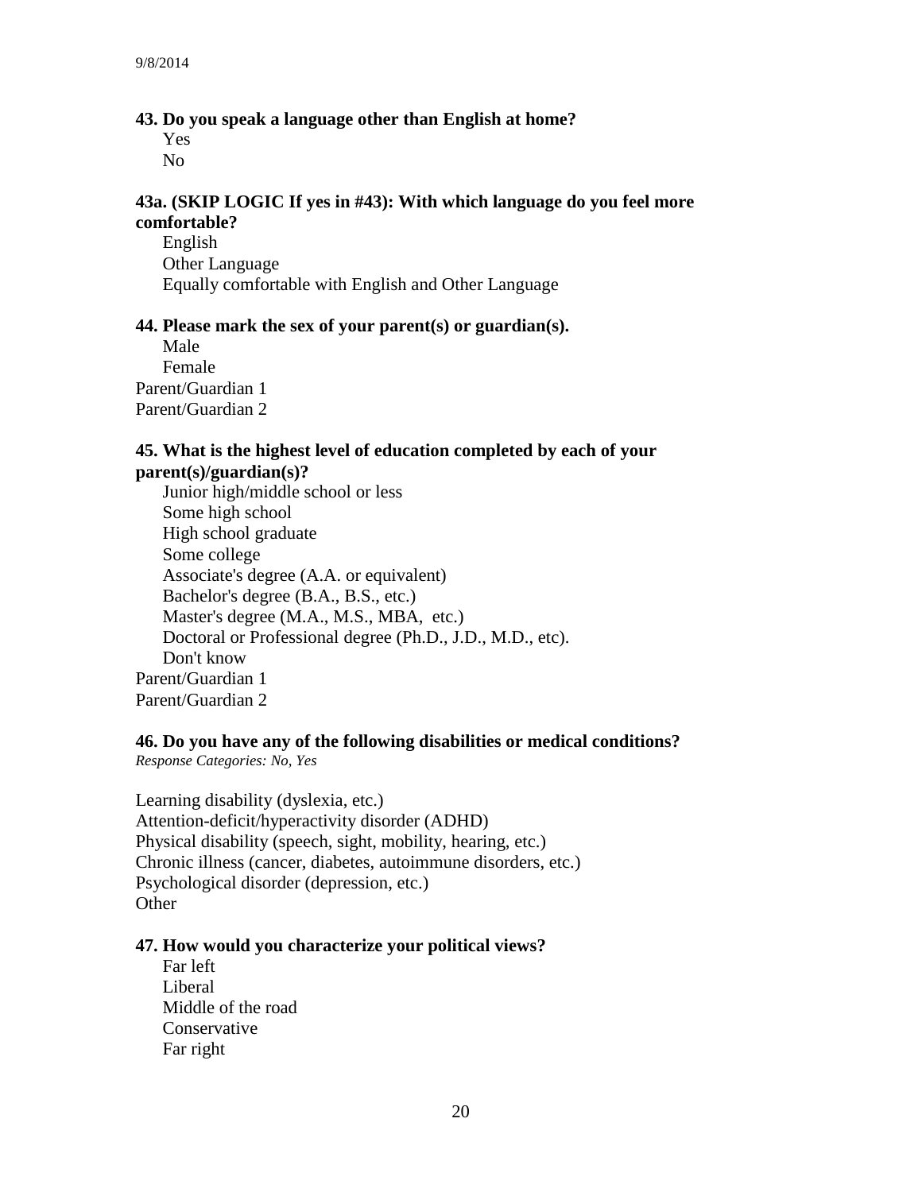**43. Do you speak a language other than English at home?**

Yes
No

**43a. (SKIP LOGIC If yes in #43): With which language do you feel more comfortable?**

English
Other Language
Equally comfortable with English and Other Language

**44. Please mark the sex of your parent(s) or guardian(s).**

Male
Female

Parent/Guardian 1
Parent/Guardian 2

**45. What is the highest level of education completed by each of your parent(s)/guardian(s)?**

Junior high/middle school or less
Some high school
High school graduate
Some college
Associate's degree (A.A. or equivalent)
Bachelor's degree (B.A., B.S., etc.)
Master's degree (M.A., M.S., MBA, etc.)
Doctoral or Professional degree (Ph.D., J.D., M.D., etc).
Don't know

Parent/Guardian 1
Parent/Guardian 2

**46. Do you have any of the following disabilities or medical conditions?**

*Response Categories: No, Yes*

Learning disability (dyslexia, etc.)
Attention-deficit/hyperactivity disorder (ADHD)
Physical disability (speech, sight, mobility, hearing, etc.)
Chronic illness (cancer, diabetes, autoimmune disorders, etc.)
Psychological disorder (depression, etc.)
Other

**47. How would you characterize your political views?**

Far left
Liberal
Middle of the road
Conservative
Far right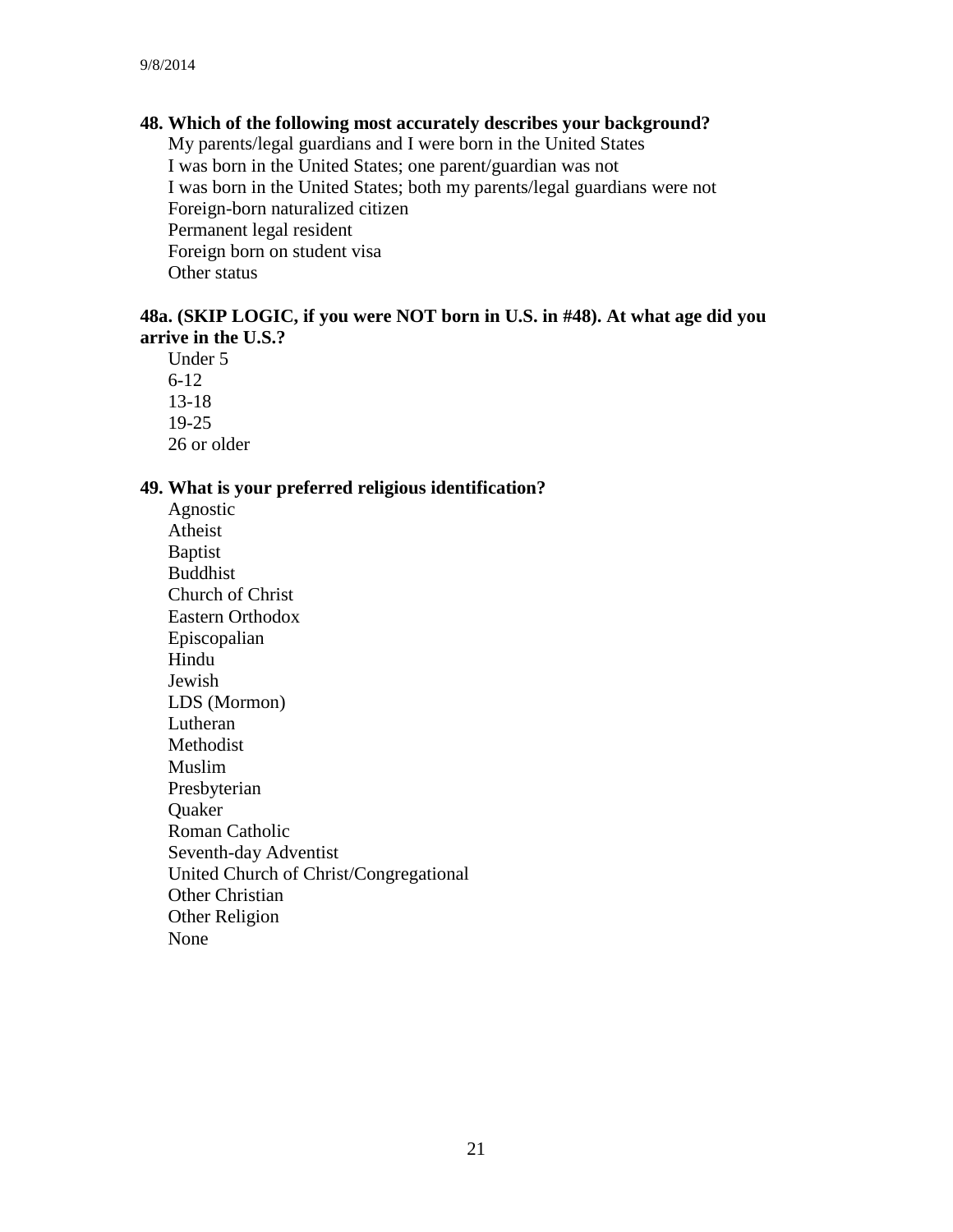**48. Which of the following most accurately describes your background?**

My parents/legal guardians and I were born in the United States
I was born in the United States; one parent/guardian was not
I was born in the United States; both my parents/legal guardians were not
Foreign-born naturalized citizen
Permanent legal resident
Foreign born on student visa
Other status

**48a. (SKIP LOGIC, if you were NOT born in U.S. in #48). At what age did you arrive in the U.S.?**

Under 5
6-12
13-18
19-25
26 or older

**49. What is your preferred religious identification?**

Agnostic
Atheist
Baptist
Buddhist
Church of Christ
Eastern Orthodox
Episcopalian
Hindu
Jewish
LDS (Mormon)
Lutheran
Methodist
Muslim
Presbyterian
Quaker
Roman Catholic
Seventh-day Adventist
United Church of Christ/Congregational
Other Christian
Other Religion
None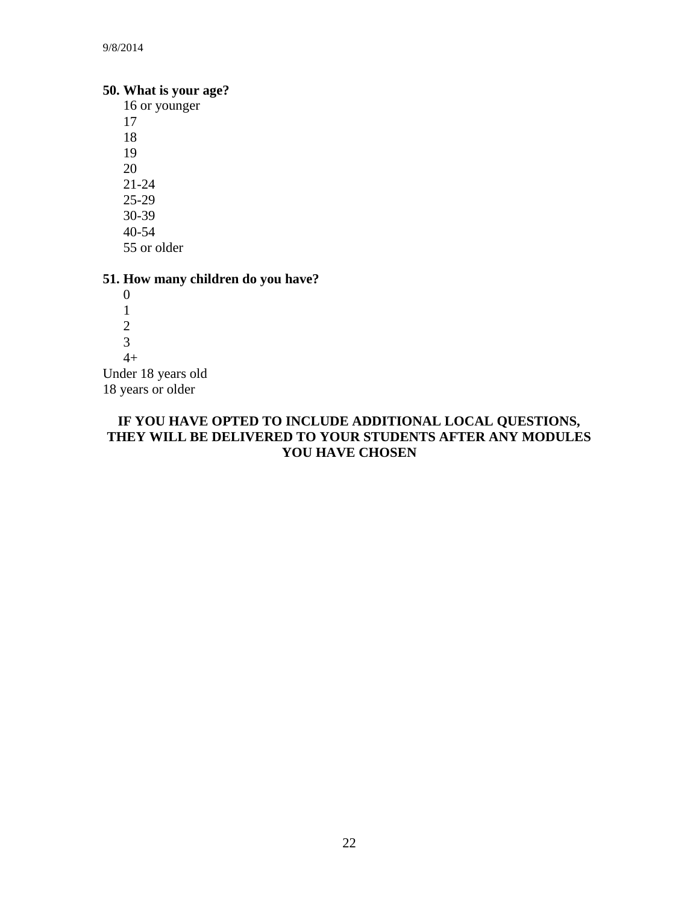**50. What is your age?**

16 or younger
17
18
19
20
21-24
25-29
30-39
40-54
55 or older

**51. How many children do you have?**

0
1
2
3
4+

Under 18 years old
18 years or older

**IF YOU HAVE OPTED TO INCLUDE ADDITIONAL LOCAL QUESTIONS, THEY WILL BE DELIVERED TO YOUR STUDENTS AFTER ANY MODULES YOU HAVE CHOSEN**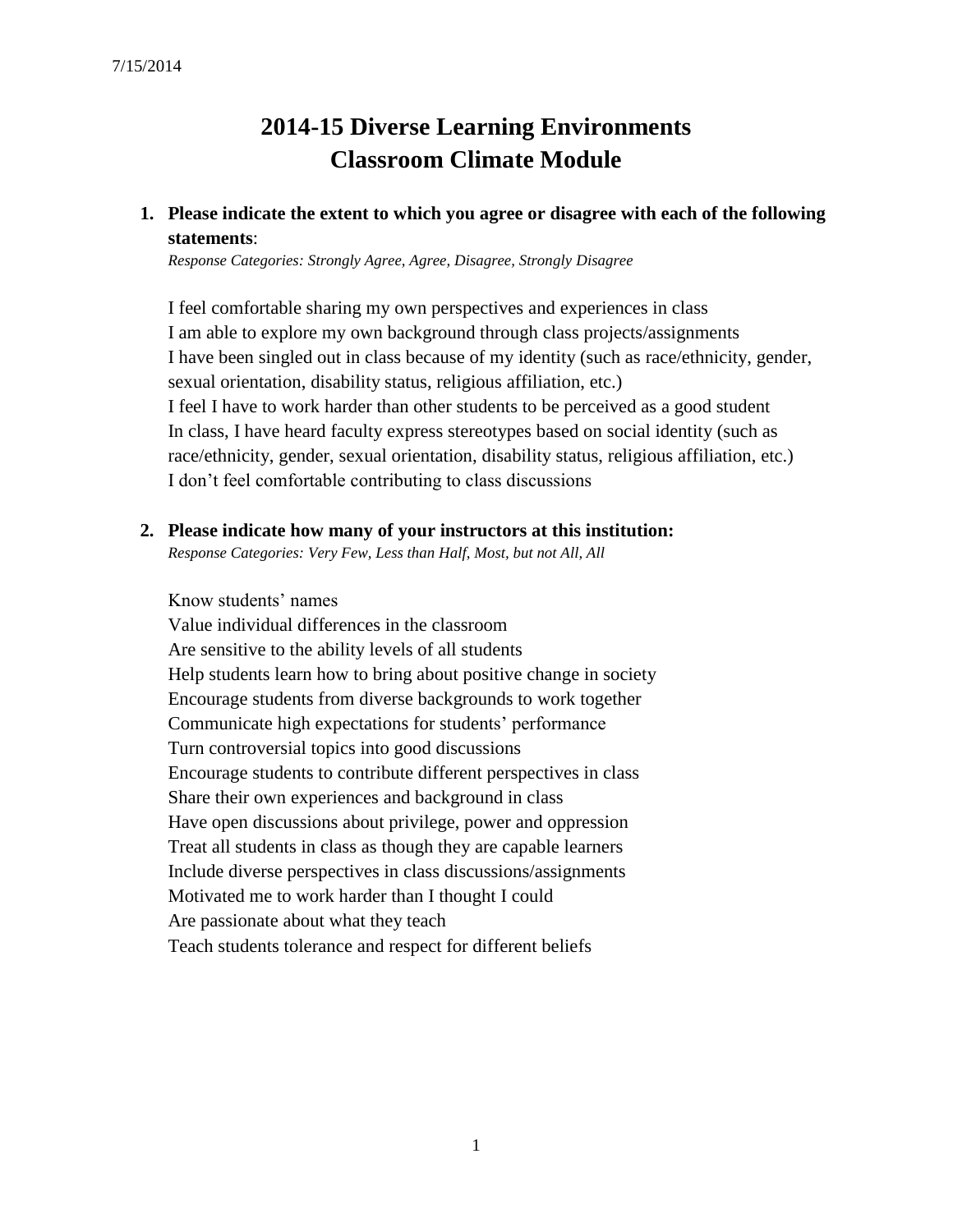7/15/2014

# 2014-15 Diverse Learning Environments
# Classroom Climate Module

**1. Please indicate the extent to which you agree or disagree with each of the following statements**:

*Response Categories: Strongly Agree, Agree, Disagree, Strongly Disagree*

I feel comfortable sharing my own perspectives and experiences in class
I am able to explore my own background through class projects/assignments
I have been singled out in class because of my identity (such as race/ethnicity, gender, sexual orientation, disability status, religious affiliation, etc.)
I feel I have to work harder than other students to be perceived as a good student
In class, I have heard faculty express stereotypes based on social identity (such as race/ethnicity, gender, sexual orientation, disability status, religious affiliation, etc.)
I don't feel comfortable contributing to class discussions

**2. Please indicate how many of your instructors at this institution:**

*Response Categories: Very Few, Less than Half, Most, but not All, All*

Know students' names
Value individual differences in the classroom
Are sensitive to the ability levels of all students
Help students learn how to bring about positive change in society
Encourage students from diverse backgrounds to work together
Communicate high expectations for students' performance
Turn controversial topics into good discussions
Encourage students to contribute different perspectives in class
Share their own experiences and background in class
Have open discussions about privilege, power and oppression
Treat all students in class as though they are capable learners
Include diverse perspectives in class discussions/assignments
Motivated me to work harder than I thought I could
Are passionate about what they teach
Teach students tolerance and respect for different beliefs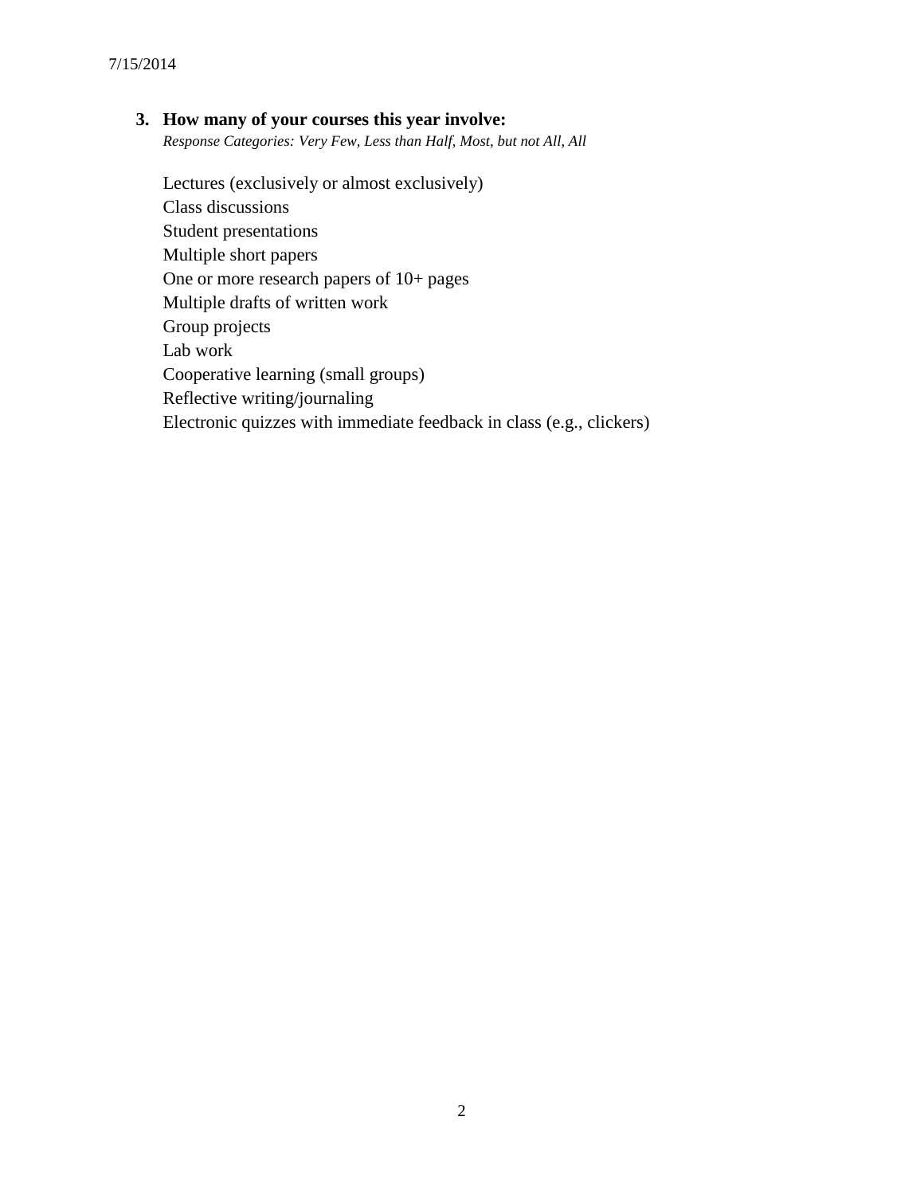**3. How many of your courses this year involve:**

*Response Categories: Very Few, Less than Half, Most, but not All, All*

Lectures (exclusively or almost exclusively)
Class discussions
Student presentations
Multiple short papers
One or more research papers of 10+ pages
Multiple drafts of written work
Group projects
Lab work
Cooperative learning (small groups)
Reflective writing/journaling
Electronic quizzes with immediate feedback in class (e.g., clickers)